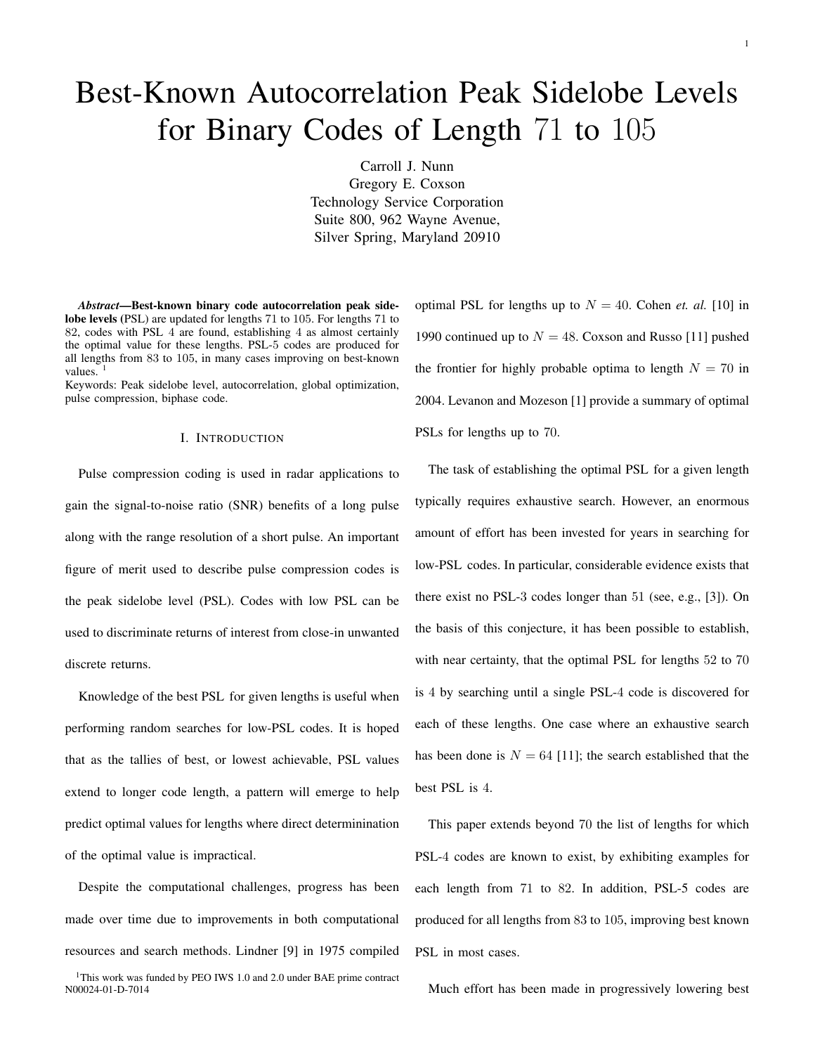# Best-Known Autocorrelation Peak Sidelobe Levels for Binary Codes of Length 71 to 105

Carroll J. Nunn
Gregory E. Coxson
Technology Service Corporation
Suite 800, 962 Wayne Avenue,
Silver Spring, Maryland 20910

***Abstract*—Best-known binary code autocorrelation peak sidelobe levels (PSL) are updated for lengths 71 to 105. For lengths 71 to 82, codes with PSL 4 are found, establishing 4 as almost certainly the optimal value for these lengths. PSL-5 codes are produced for all lengths from 83 to 105, in many cases improving on best-known values.** [1]

Keywords: Peak sidelobe level, autocorrelation, global optimization, pulse compression, biphase code.

## I. Introduction

Pulse compression coding is used in radar applications to gain the signal-to-noise ratio (SNR) benefits of a long pulse along with the range resolution of a short pulse. An important figure of merit used to describe pulse compression codes is the peak sidelobe level (PSL). Codes with low PSL can be used to discriminate returns of interest from close-in unwanted discrete returns.

Knowledge of the best PSL for given lengths is useful when performing random searches for low-PSL codes. It is hoped that as the tallies of best, or lowest achievable, PSL values extend to longer code length, a pattern will emerge to help predict optimal values for lengths where direct determinination of the optimal value is impractical.

Despite the computational challenges, progress has been made over time due to improvements in both computational resources and search methods. Lindner [9] in 1975 compiled optimal PSL for lengths up to $N = 40$. Cohen *et. al.* [10] in 1990 continued up to $N = 48$. Coxson and Russo [11] pushed the frontier for highly probable optima to length $N = 70$ in 2004. Levanon and Mozeson [1] provide a summary of optimal PSLs for lengths up to 70.

The task of establishing the optimal PSL for a given length typically requires exhaustive search. However, an enormous amount of effort has been invested for years in searching for low-PSL codes. In particular, considerable evidence exists that there exist no PSL-3 codes longer than 51 (see, e.g., [3]). On the basis of this conjecture, it has been possible to establish, with near certainty, that the optimal PSL for lengths 52 to 70 is 4 by searching until a single PSL-4 code is discovered for each of these lengths. One case where an exhaustive search has been done is $N = 64$ [11]; the search established that the best PSL is 4.

This paper extends beyond 70 the list of lengths for which PSL-4 codes are known to exist, by exhibiting examples for each length from 71 to 82. In addition, PSL-5 codes are produced for all lengths from 83 to 105, improving best known PSL in most cases.

Much effort has been made in progressively lowering best

[1] This work was funded by PEO IWS 1.0 and 2.0 under BAE prime contract N00024-01-D-7014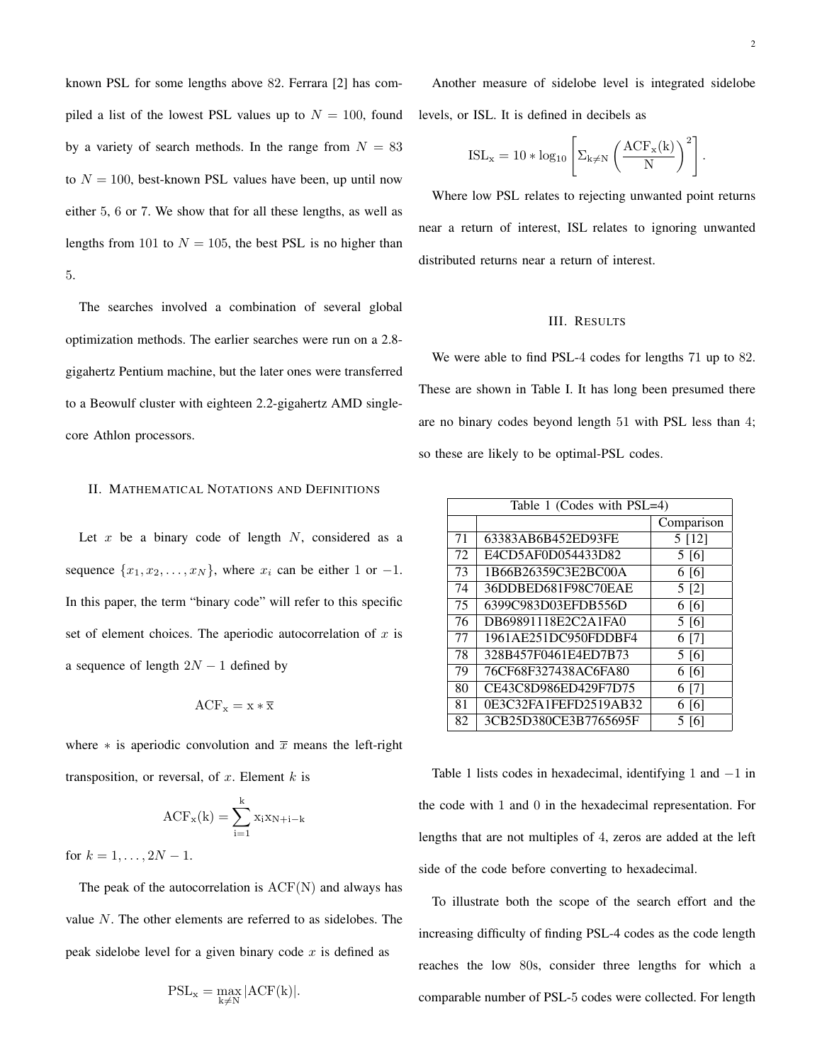known PSL for some lengths above 82. Ferrara [2] has compiled a list of the lowest PSL values up to $N = 100$, found by a variety of search methods. In the range from $N = 83$ to $N = 100$, best-known PSL values have been, up until now either 5, 6 or 7. We show that for all these lengths, as well as lengths from 101 to $N = 105$, the best PSL is no higher than 5.

The searches involved a combination of several global optimization methods. The earlier searches were run on a 2.8-gigahertz Pentium machine, but the later ones were transferred to a Beowulf cluster with eighteen 2.2-gigahertz AMD single-core Athlon processors.

## II. Mathematical Notations and Definitions

Let $x$ be a binary code of length $N$, considered as a sequence $\{x_1, x_2, \ldots, x_N\}$, where $x_i$ can be either 1 or $-1$. In this paper, the term "binary code" will refer to this specific set of element choices. The aperiodic autocorrelation of $x$ is a sequence of length $2N-1$ defined by

$$\mathrm{ACF_x = x * \overline{x}}$$

where $*$ is aperiodic convolution and $\overline{x}$ means the left-right transposition, or reversal, of $x$. Element $k$ is

$$\mathrm{ACF_x(k)} = \sum_{\mathrm{i=1}}^{\mathrm{k}} \mathrm{x_i x_{N+i-k}}$$

for $k = 1, \ldots, 2N-1$.

The peak of the autocorrelation is $\mathrm{ACF(N)}$ and always has value $N$. The other elements are referred to as sidelobes. The peak sidelobe level for a given binary code $x$ is defined as

$$\mathrm{PSL_x} = \max_{\mathrm{k \neq N}} |\mathrm{ACF(k)}|.$$

Another measure of sidelobe level is integrated sidelobe levels, or ISL. It is defined in decibels as

$$\mathrm{ISL_x} = 10 * \log_{10}\left[\Sigma_{\mathrm{k \neq N}}\left(\frac{\mathrm{ACF_x(k)}}{\mathrm{N}}\right)^2\right].$$

Where low PSL relates to rejecting unwanted point returns near a return of interest, ISL relates to ignoring unwanted distributed returns near a return of interest.

## III. Results

We were able to find PSL-4 codes for lengths 71 up to 82. These are shown in Table I. It has long been presumed there are no binary codes beyond length 51 with PSL less than 4; so these are likely to be optimal-PSL codes.

| Table 1 (Codes with PSL=4) | | |
|---|---|---|
| | | Comparison |
| 71 | 63383AB6B452ED93FE | 5 [12] |
| 72 | E4CD5AF0D054433D82 | 5 [6] |
| 73 | 1B66B26359C3E2BC00A | 6 [6] |
| 74 | 36DDBED681F98C70EAE | 5 [2] |
| 75 | 6399C983D03EFDB556D | 6 [6] |
| 76 | DB69891118E2C2A1FA0 | 5 [6] |
| 77 | 1961AE251DC950FDDBF4 | 6 [7] |
| 78 | 328B457F0461E4ED7B73 | 5 [6] |
| 79 | 76CF68F327438AC6FA80 | 6 [6] |
| 80 | CE43C8D986ED429F7D75 | 6 [7] |
| 81 | 0E3C32FA1FEFD2519AB32 | 6 [6] |
| 82 | 3CB25D380CE3B7765695F | 5 [6] |

Table 1 lists codes in hexadecimal, identifying 1 and $-1$ in the code with 1 and 0 in the hexadecimal representation. For lengths that are not multiples of 4, zeros are added at the left side of the code before converting to hexadecimal.

To illustrate both the scope of the search effort and the increasing difficulty of finding PSL-4 codes as the code length reaches the low 80s, consider three lengths for which a comparable number of PSL-5 codes were collected. For length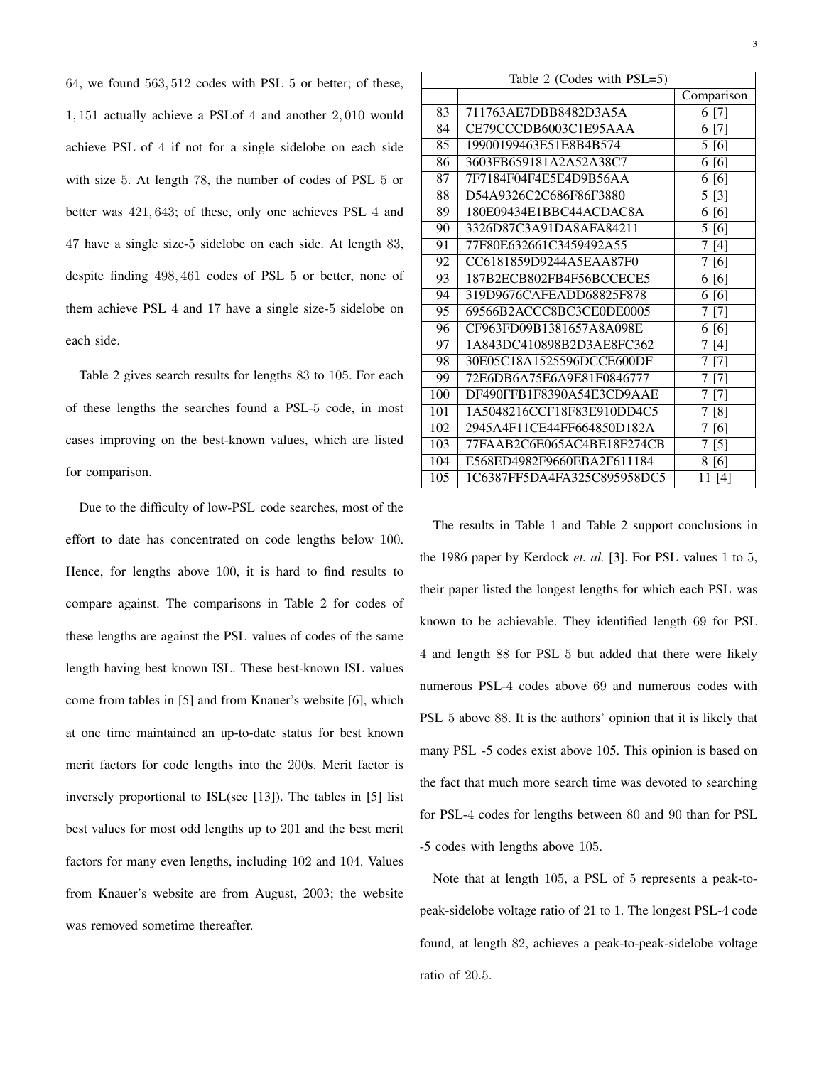64, we found $563,512$ codes with PSL 5 or better; of these, $1,151$ actually achieve a PSLof 4 and another $2,010$ would achieve PSL of 4 if not for a single sidelobe on each side with size 5. At length 78, the number of codes of PSL 5 or better was $421,643$; of these, only one achieves PSL 4 and 47 have a single size-5 sidelobe on each side. At length 83, despite finding $498,461$ codes of PSL 5 or better, none of them achieve PSL 4 and 17 have a single size-5 sidelobe on each side.

Table 2 gives search results for lengths 83 to 105. For each of these lengths the searches found a PSL-5 code, in most cases improving on the best-known values, which are listed for comparison.

Due to the difficulty of low-PSL code searches, most of the effort to date has concentrated on code lengths below 100. Hence, for lengths above 100, it is hard to find results to compare against. The comparisons in Table 2 for codes of these lengths are against the PSL values of codes of the same length having best known ISL. These best-known ISL values come from tables in [5] and from Knauer's website [6], which at one time maintained an up-to-date status for best known merit factors for code lengths into the 200s. Merit factor is inversely proportional to ISL(see [13]). The tables in [5] list best values for most odd lengths up to 201 and the best merit factors for many even lengths, including 102 and 104. Values from Knauer's website are from August, 2003; the website was removed sometime thereafter.

Table 2 (Codes with PSL=5)

| | | Comparison |
|---|---|---|
| 83 | 711763AE7DBB8482D3A5A | 6 [7] |
| 84 | CE79CCCDB6003C1E95AAA | 6 [7] |
| 85 | 19900199463E51E8B4B574 | 5 [6] |
| 86 | 3603FB659181A2A52A38C7 | 6 [6] |
| 87 | 7F7184F04F4E5E4D9B56AA | 6 [6] |
| 88 | D54A9326C2C686F86F3880 | 5 [3] |
| 89 | 180E09434E1BBC44ACDAC8A | 6 [6] |
| 90 | 3326D87C3A91DA8AFA84211 | 5 [6] |
| 91 | 77F80E632661C3459492A55 | 7 [4] |
| 92 | CC6181859D9244A5EAA87F0 | 7 [6] |
| 93 | 187B2ECB802FB4F56BCCECE5 | 6 [6] |
| 94 | 319D9676CAFEADD68825F878 | 6 [6] |
| 95 | 69566B2ACCC8BC3CE0DE0005 | 7 [7] |
| 96 | CF963FD09B1381657A8A098E | 6 [6] |
| 97 | 1A843DC410898B2D3AE8FC362 | 7 [4] |
| 98 | 30E05C18A1525596DCCE600DF | 7 [7] |
| 99 | 72E6DB6A75E6A9E81F0846777 | 7 [7] |
| 100 | DF490FFB1F8390A54E3CD9AAE | 7 [7] |
| 101 | 1A5048216CCF18F83E910DD4C5 | 7 [8] |
| 102 | 2945A4F11CE44FF664850D182A | 7 [6] |
| 103 | 77FAAB2C6E065AC4BE18F274CB | 7 [5] |
| 104 | E568ED4982F9660EBA2F611184 | 8 [6] |
| 105 | 1C6387FF5DA4FA325C895958DC5 | 11 [4] |

The results in Table 1 and Table 2 support conclusions in the 1986 paper by Kerdock *et. al.* [3]. For PSL values 1 to 5, their paper listed the longest lengths for which each PSL was known to be achievable. They identified length 69 for PSL 4 and length 88 for PSL 5 but added that there were likely numerous PSL-4 codes above 69 and numerous codes with PSL 5 above 88. It is the authors' opinion that it is likely that many PSL -5 codes exist above 105. This opinion is based on the fact that much more search time was devoted to searching for PSL-4 codes for lengths between 80 and 90 than for PSL -5 codes with lengths above 105.

Note that at length 105, a PSL of 5 represents a peak-to-peak-sidelobe voltage ratio of 21 to 1. The longest PSL-4 code found, at length 82, achieves a peak-to-peak-sidelobe voltage ratio of 20.5.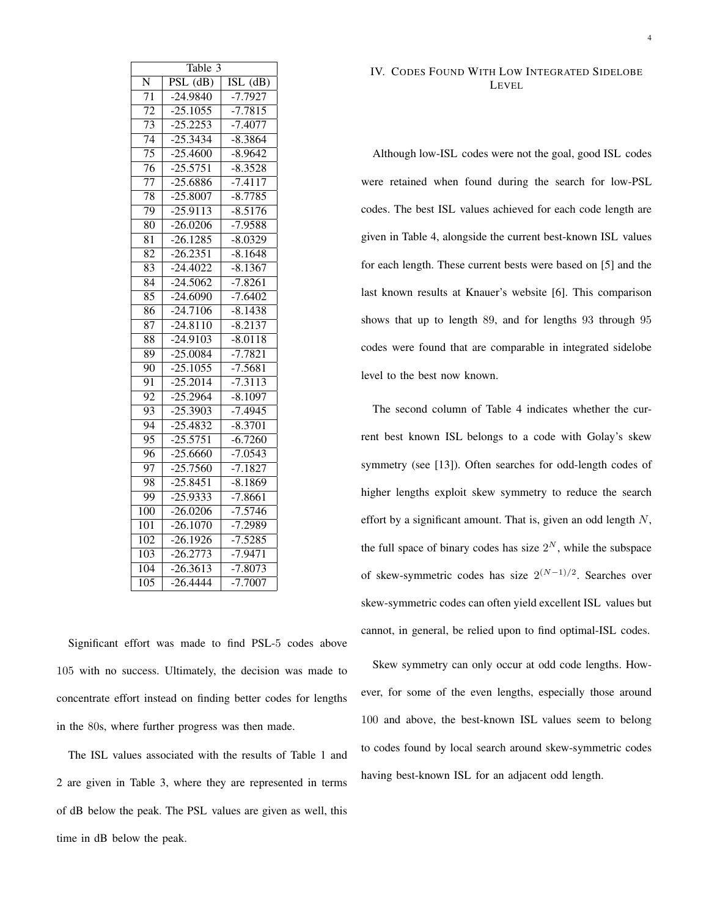| Table 3 | | |
|---|---|---|
| N | PSL (dB) | ISL (dB) |
| 71 | -24.9840 | -7.7927 |
| 72 | -25.1055 | -7.7815 |
| 73 | -25.2253 | -7.4077 |
| 74 | -25.3434 | -8.3864 |
| 75 | -25.4600 | -8.9642 |
| 76 | -25.5751 | -8.3528 |
| 77 | -25.6886 | -7.4117 |
| 78 | -25.8007 | -8.7785 |
| 79 | -25.9113 | -8.5176 |
| 80 | -26.0206 | -7.9588 |
| 81 | -26.1285 | -8.0329 |
| 82 | -26.2351 | -8.1648 |
| 83 | -24.4022 | -8.1367 |
| 84 | -24.5062 | -7.8261 |
| 85 | -24.6090 | -7.6402 |
| 86 | -24.7106 | -8.1438 |
| 87 | -24.8110 | -8.2137 |
| 88 | -24.9103 | -8.0118 |
| 89 | -25.0084 | -7.7821 |
| 90 | -25.1055 | -7.5681 |
| 91 | -25.2014 | -7.3113 |
| 92 | -25.2964 | -8.1097 |
| 93 | -25.3903 | -7.4945 |
| 94 | -25.4832 | -8.3701 |
| 95 | -25.5751 | -6.7260 |
| 96 | -25.6660 | -7.0543 |
| 97 | -25.7560 | -7.1827 |
| 98 | -25.8451 | -8.1869 |
| 99 | -25.9333 | -7.8661 |
| 100 | -26.0206 | -7.5746 |
| 101 | -26.1070 | -7.2989 |
| 102 | -26.1926 | -7.5285 |
| 103 | -26.2773 | -7.9471 |
| 104 | -26.3613 | -7.8073 |
| 105 | -26.4444 | -7.7007 |

Significant effort was made to find PSL-5 codes above 105 with no success. Ultimately, the decision was made to concentrate effort instead on finding better codes for lengths in the 80s, where further progress was then made.

The ISL values associated with the results of Table 1 and 2 are given in Table 3, where they are represented in terms of dB below the peak. The PSL values are given as well, this time in dB below the peak.

## IV. Codes Found With Low Integrated Sidelobe Level

Although low-ISL codes were not the goal, good ISL codes were retained when found during the search for low-PSL codes. The best ISL values achieved for each code length are given in Table 4, alongside the current best-known ISL values for each length. These current bests were based on [5] and the last known results at Knauer's website [6]. This comparison shows that up to length 89, and for lengths 93 through 95 codes were found that are comparable in integrated sidelobe level to the best now known.

The second column of Table 4 indicates whether the current best known ISL belongs to a code with Golay's skew symmetry (see [13]). Often searches for odd-length codes of higher lengths exploit skew symmetry to reduce the search effort by a significant amount. That is, given an odd length $N$, the full space of binary codes has size $2^N$, while the subspace of skew-symmetric codes has size $2^{(N-1)/2}$. Searches over skew-symmetric codes can often yield excellent ISL values but cannot, in general, be relied upon to find optimal-ISL codes.

Skew symmetry can only occur at odd code lengths. However, for some of the even lengths, especially those around 100 and above, the best-known ISL values seem to belong to codes found by local search around skew-symmetric codes having best-known ISL for an adjacent odd length.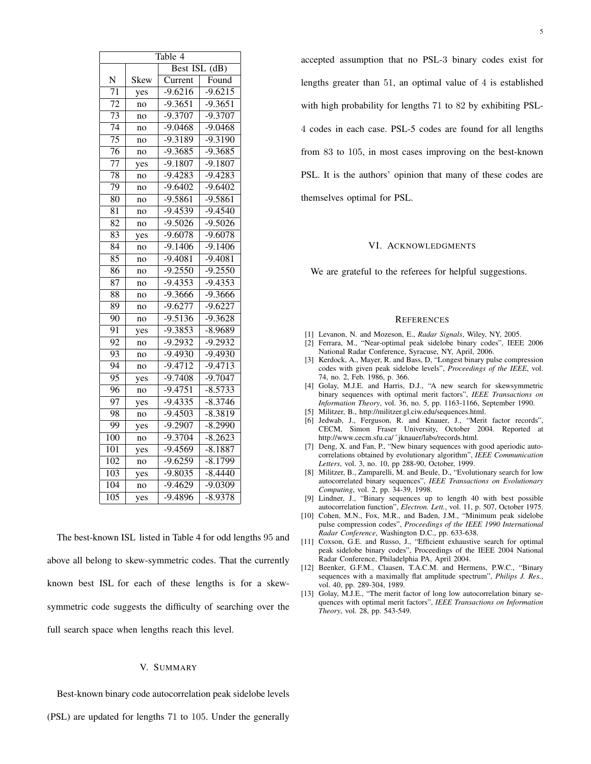| Table 4 | | | |
|---|---|---|---|
| | | Best ISL (dB) | |
| N | Skew | Current | Found |
| 71 | yes | -9.6216 | -9.6215 |
| 72 | no | -9.3651 | -9.3651 |
| 73 | no | -9.3707 | -9.3707 |
| 74 | no | -9.0468 | -9.0468 |
| 75 | no | -9.3189 | -9.3190 |
| 76 | no | -9.3685 | -9.3685 |
| 77 | yes | -9.1807 | -9.1807 |
| 78 | no | -9.4283 | -9.4283 |
| 79 | no | -9.6402 | -9.6402 |
| 80 | no | -9.5861 | -9.5861 |
| 81 | no | -9.4539 | -9.4540 |
| 82 | no | -9.5026 | -9.5026 |
| 83 | yes | -9.6078 | -9.6078 |
| 84 | no | -9.1406 | -9.1406 |
| 85 | no | -9.4081 | -9.4081 |
| 86 | no | -9.2550 | -9.2550 |
| 87 | no | -9.4353 | -9.4353 |
| 88 | no | -9.3666 | -9.3666 |
| 89 | no | -9.6277 | -9.6227 |
| 90 | no | -9.5136 | -9.3628 |
| 91 | yes | -9.3853 | -8.9689 |
| 92 | no | -9.2932 | -9.2932 |
| 93 | no | -9.4930 | -9.4930 |
| 94 | no | -9.4712 | -9.4713 |
| 95 | yes | -9.7408 | -9.7047 |
| 96 | no | -9.4751 | -8.5733 |
| 97 | yes | -9.4335 | -8.3746 |
| 98 | no | -9.4503 | -8.3819 |
| 99 | yes | -9.2907 | -8.2990 |
| 100 | no | -9.3704 | -8.2623 |
| 101 | yes | -9.4569 | -8.1887 |
| 102 | no | -9.6259 | -8.1799 |
| 103 | yes | -9.8035 | -8.4440 |
| 104 | no | -9.4629 | -9.0309 |
| 105 | yes | -9.4896 | -8.9378 |

The best-known ISL listed in Table 4 for odd lengths 95 and above all belong to skew-symmetric codes. That the currently known best ISL for each of these lengths is for a skew-symmetric code suggests the difficulty of searching over the full search space when lengths reach this level.

## V. Summary

Best-known binary code autocorrelation peak sidelobe levels (PSL) are updated for lengths 71 to 105. Under the generally accepted assumption that no PSL-3 binary codes exist for lengths greater than 51, an optimal value of 4 is established with high probability for lengths 71 to 82 by exhibiting PSL-4 codes in each case. PSL-5 codes are found for all lengths from 83 to 105, in most cases improving on the best-known PSL. It is the authors' opinion that many of these codes are themselves optimal for PSL.

## VI. Acknowledgments

We are grateful to the referees for helpful suggestions.

## References

[1] Levanon, N. and Mozeson, E., *Radar Signals*, Wiley, NY, 2005.

[2] Ferrara, M., "Near-optimal peak sidelobe binary codes", IEEE 2006 National Radar Conference, Syracuse, NY, April, 2006.

[3] Kerdock, A., Mayer, R. and Bass, D, "Longest binary pulse compression codes with given peak sidelobe levels", *Proceedings of the IEEE*, vol. 74, no. 2, Feb. 1986, p. 366.

[4] Golay, M.J.E. and Harris, D.J., "A new search for skewsymmetric binary sequences with optimal merit factors", *IEEE Transactions on Information Theory*, vol. 36, no. 5, pp. 1163-1166, September 1990.

[5] Militzer, B., http://militzer.gl.ciw.edu/sequences.html.

[6] Jedwab, J., Ferguson, R. and Knauer, J., "Merit factor records", CECM, Simon Fraser University, October 2004. Reported at http://www.cecm.sfu.ca/~jknauer/labs/records.html.

[7] Deng, X. and Fan, P., "New binary sequences with good aperiodic autocorrelations obtained by evolutionary algorithm", *IEEE Communication Letters*, vol. 3, no. 10, pp 288-90, October, 1999.

[8] Militzer, B., Zamparelli, M. and Beule, D., "Evolutionary search for low autocorrelated binary sequences", *IEEE Transactions on Evolutionary Computing*, vol. 2, pp. 34-39, 1998.

[9] Lindner, J., "Binary sequences up to length 40 with best possible autocorrelation function", *Electron. Lett.*, vol. 11, p. 507, October 1975.

[10] Cohen, M.N., Fox, M.R., and Baden, J.M., "Minimum peak sidelobe pulse compression codes", *Proceedings of the IEEE 1990 International Radar Conference*, Washington D.C., pp. 633-638.

[11] Coxson, G.E. and Russo, J., "Efficient exhaustive search for optimal peak sidelobe binary codes", Proceedings of the IEEE 2004 National Radar Conference, Philadelphia PA, April 2004.

[12] Beenker, G.F.M., Claasen, T.A.C.M. and Hermens, P.W.C., "Binary sequences with a maximally flat amplitude spectrum", *Philips J. Res.*, vol. 40, pp. 289-304, 1989.

[13] Golay, M.J.E., "The merit factor of long low autocorrelation binary sequences with optimal merit factors", *IEEE Transactions on Information Theory*, vol. 28, pp. 543-549.